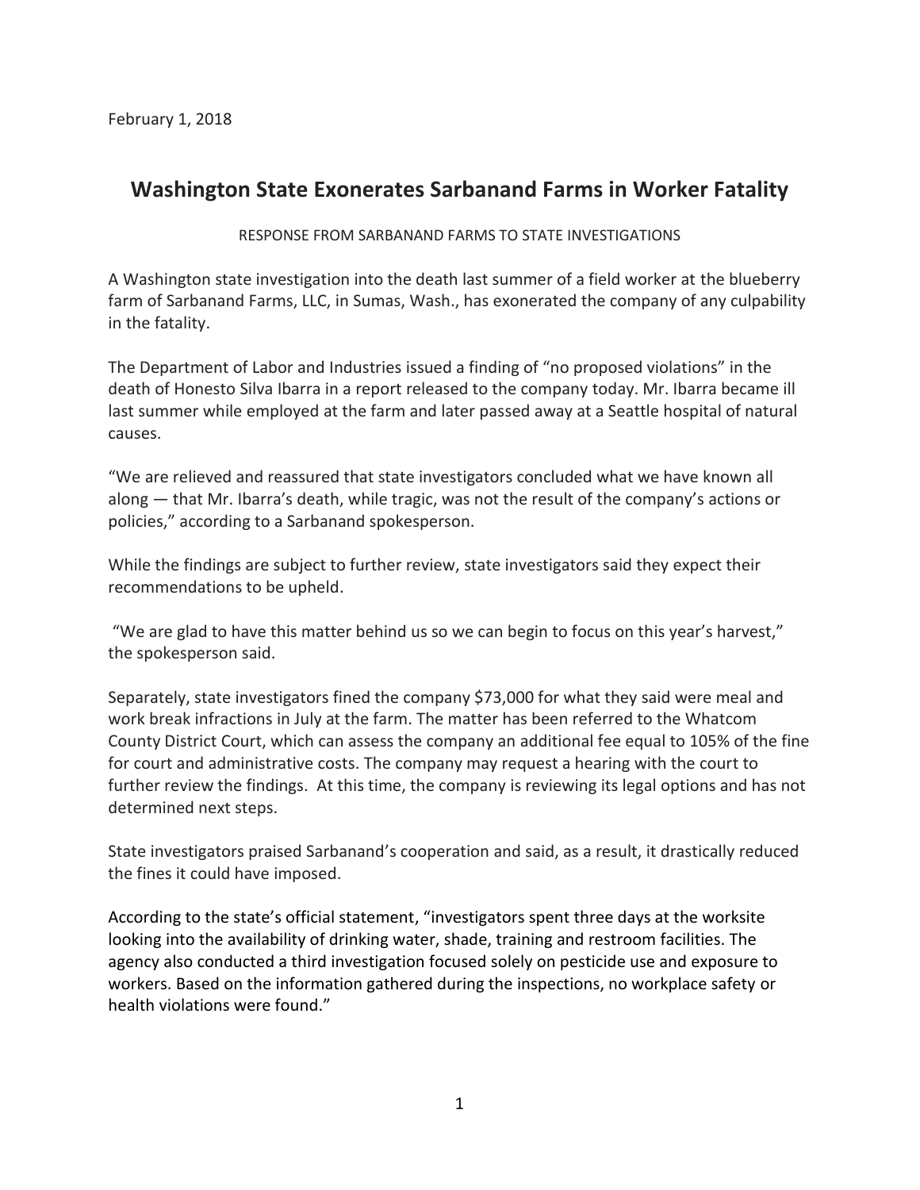February 1, 2018

# Washington State Exonerates Sarbanand Farms in Worker Fatality

RESPONSE FROM SARBANAND FARMS TO STATE INVESTIGATIONS

A Washington state investigation into the death last summer of a field worker at the blueberry farm of Sarbanand Farms, LLC, in Sumas, Wash., has exonerated the company of any culpability in the fatality.

The Department of Labor and Industries issued a finding of "no proposed violations" in the death of Honesto Silva Ibarra in a report released to the company today. Mr. Ibarra became ill last summer while employed at the farm and later passed away at a Seattle hospital of natural causes.

"We are relieved and reassured that state investigators concluded what we have known all along — that Mr. Ibarra's death, while tragic, was not the result of the company's actions or policies," according to a Sarbanand spokesperson.

While the findings are subject to further review, state investigators said they expect their recommendations to be upheld.

"We are glad to have this matter behind us so we can begin to focus on this year's harvest," the spokesperson said.

Separately, state investigators fined the company $73,000 for what they said were meal and work break infractions in July at the farm. The matter has been referred to the Whatcom County District Court, which can assess the company an additional fee equal to 105% of the fine for court and administrative costs. The company may request a hearing with the court to further review the findings. At this time, the company is reviewing its legal options and has not determined next steps.

State investigators praised Sarbanand's cooperation and said, as a result, it drastically reduced the fines it could have imposed.

According to the state's official statement, "investigators spent three days at the worksite looking into the availability of drinking water, shade, training and restroom facilities. The agency also conducted a third investigation focused solely on pesticide use and exposure to workers. Based on the information gathered during the inspections, no workplace safety or health violations were found."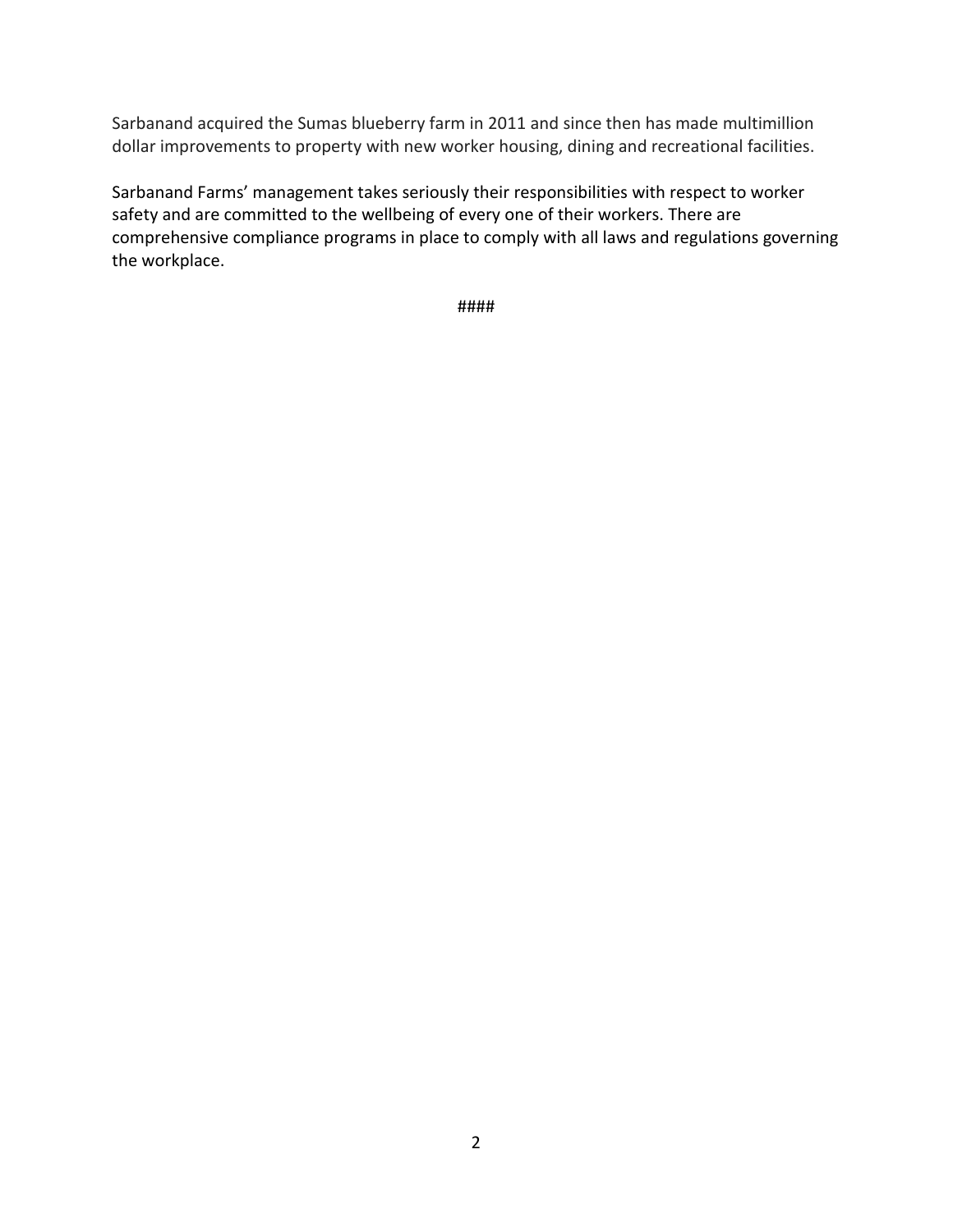Sarbanand acquired the Sumas blueberry farm in 2011 and since then has made multimillion dollar improvements to property with new worker housing, dining and recreational facilities.

Sarbanand Farms' management takes seriously their responsibilities with respect to worker safety and are committed to the wellbeing of every one of their workers. There are comprehensive compliance programs in place to comply with all laws and regulations governing the workplace.

####